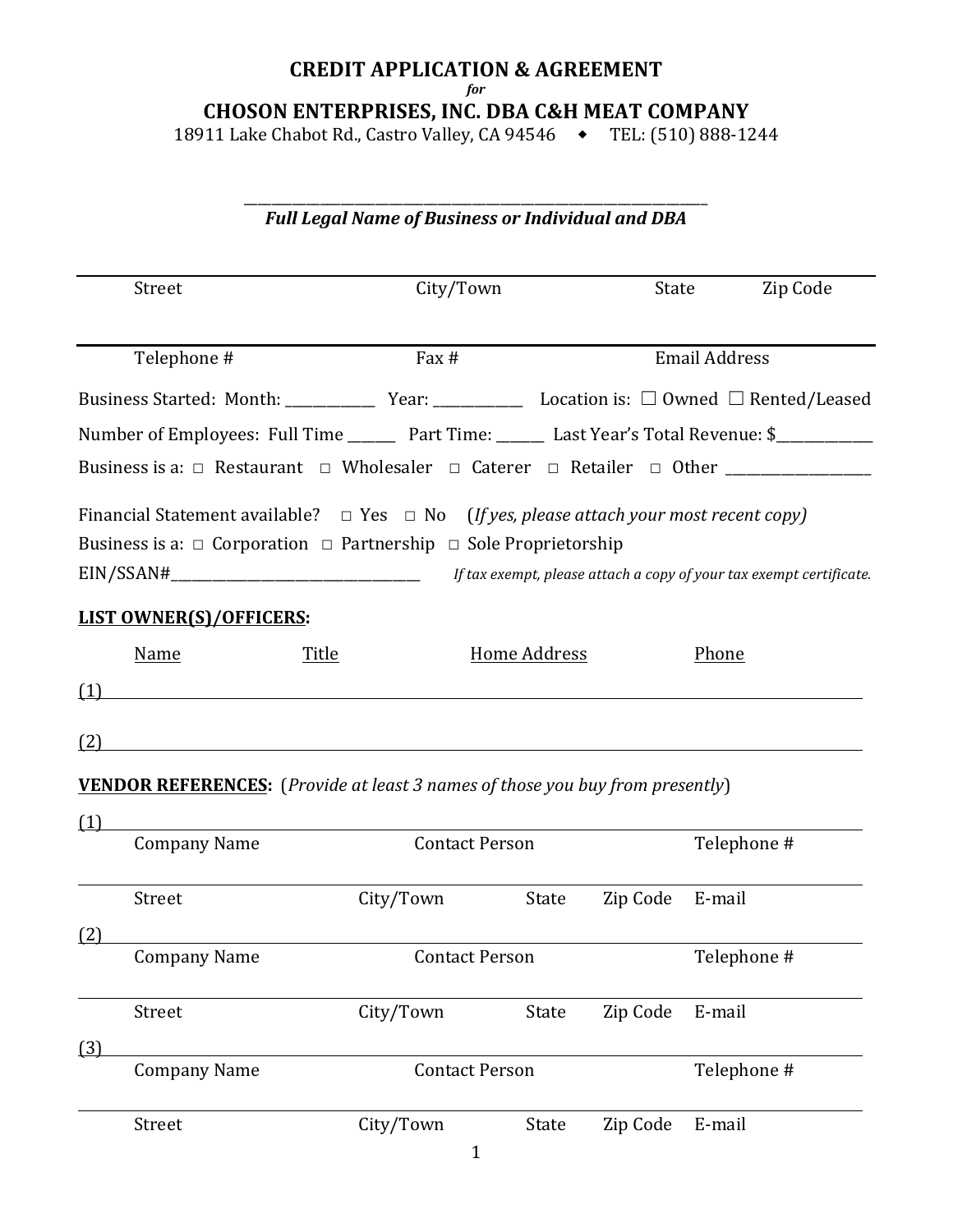# CREDIT APPLICATION & AGREEMENT

*for*

## CHOSON ENTERPRISES, INC. DBA C&H MEAT COMPANY

18911 Lake Chabot Rd., Castro Valley, CA 94546 ◆ TEL: (510) 888-1244

_______________________________________________________________

***Full Legal Name of Business or Individual and DBA***

| Street | City/Town | State | Zip Code |
|---|---|---|---|

| Telephone # | Fax # | Email Address |
|---|---|---|

Business Started: Month: ____________ Year: ____________ Location is: ☐ Owned ☐ Rented/Leased

Number of Employees: Full Time ______ Part Time: ______ Last Year's Total Revenue: $_____________

Business is a: □ Restaurant □ Wholesaler □ Caterer □ Retailer □ Other ____________________

Financial Statement available? □ Yes □ No (*If yes, please attach your most recent copy)*

Business is a: □ Corporation □ Partnership □ Sole Proprietorship

EIN/SSAN#___________________________________ *If tax exempt, please attach a copy of your tax exempt certificate.*

**LIST OWNER(S)/OFFICERS:**

| | Name | Title | Home Address | Phone |
|---|---|---|---|---|
| (1) | | | | |
| (2) | | | | |

**VENDOR REFERENCES:** (*Provide at least 3 names of those you buy from presently*)

(1)

| Company Name | Contact Person | | | Telephone # |
|---|---|---|---|---|
| Street | City/Town | State | Zip Code | E-mail |

(2)

| Company Name | Contact Person | | | Telephone # |
|---|---|---|---|---|
| Street | City/Town | State | Zip Code | E-mail |

(3)

| Company Name | Contact Person | | | Telephone # |
|---|---|---|---|---|
| Street | City/Town | State | Zip Code | E-mail |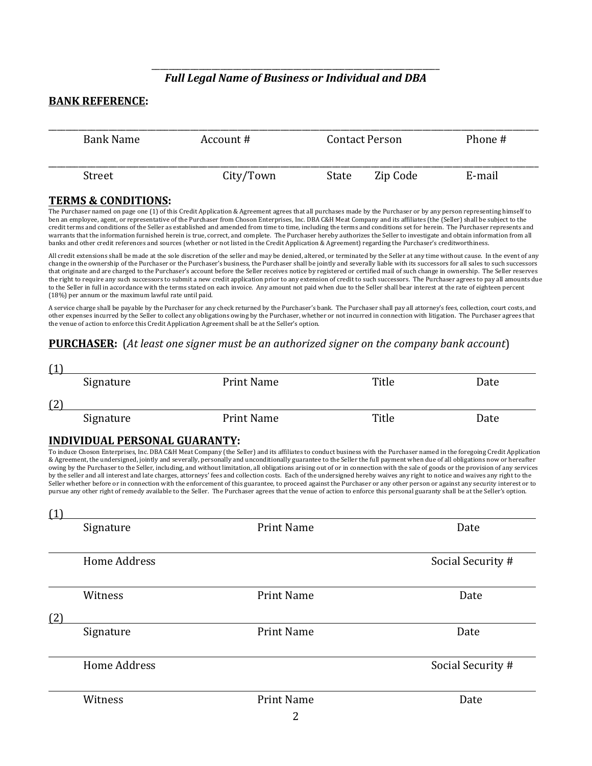\_\_\_\_\_\_\_\_\_\_\_\_\_\_\_\_\_\_\_\_\_\_\_\_\_\_\_\_\_\_\_\_\_\_\_\_\_\_\_\_\_\_\_\_\_\_\_\_\_\_\_\_\_\_\_\_\_\_\_\_

***Full Legal Name of Business or Individual and DBA***

**BANK REFERENCE:**

| Bank Name | Account # | Contact Person | | Phone # |
|---|---|---|---|---|
| Street | City/Town | State | Zip Code | E-mail |

## TERMS & CONDITIONS:

The Purchaser named on page one (1) of this Credit Application & Agreement agrees that all purchases made by the Purchaser or by any person representing himself to ben an employee, agent, or representative of the Purchaser from Choson Enterprises, Inc. DBA C&H Meat Company and its affiliates (the (Seller) shall be subject to the credit terms and conditions of the Seller as established and amended from time to time, including the terms and conditions set for herein. The Purchaser represents and warrants that the information furnished herein is true, correct, and complete. The Purchaser hereby authorizes the Seller to investigate and obtain information from all banks and other credit references and sources (whether or not listed in the Credit Application & Agreement) regarding the Purchaser's creditworthiness.

All credit extensions shall be made at the sole discretion of the seller and may be denied, altered, or terminated by the Seller at any time without cause. In the event of any change in the ownership of the Purchaser or the Purchaser's business, the Purchaser shall be jointly and severally liable with its successors for all sales to such successors that originate and are charged to the Purchaser's account before the Seller receives notice by registered or certified mail of such change in ownership. The Seller reserves the right to require any such successors to submit a new credit application prior to any extension of credit to such successors. The Purchaser agrees to pay all amounts due to the Seller in full in accordance with the terms stated on each invoice. Any amount not paid when due to the Seller shall bear interest at the rate of eighteen percent (18%) per annum or the maximum lawful rate until paid.

A service charge shall be payable by the Purchaser for any check returned by the Purchaser's bank. The Purchaser shall pay all attorney's fees, collection, court costs, and other expenses incurred by the Seller to collect any obligations owing by the Purchaser, whether or not incurred in connection with litigation. The Purchaser agrees that the venue of action to enforce this Credit Application Agreement shall be at the Seller's option.

## PURCHASER: (*At least one signer must be an authorized signer on the company bank account*)

| | | | | |
|---|---|---|---|---|
| (1) | Signature | Print Name | Title | Date |
| (2) | Signature | Print Name | Title | Date |

## INDIVIDUAL PERSONAL GUARANTY:

To induce Choson Enterprises, Inc. DBA C&H Meat Company (the Seller) and its affiliates to conduct business with the Purchaser named in the foregoing Credit Application & Agreement, the undersigned, jointly and severally, personally and unconditionally guarantee to the Seller the full payment when due of all obligations now or hereafter owing by the Purchaser to the Seller, including, and without limitation, all obligations arising out of or in connection with the sale of goods or the provision of any services by the seller and all interest and late charges, attorneys' fees and collection costs. Each of the undersigned hereby waives any right to notice and waives any right to the Seller whether before or in connection with the enforcement of this guarantee, to proceed against the Purchaser or any other person or against any security interest or to pursue any other right of remedy available to the Seller. The Purchaser agrees that the venue of action to enforce this personal guaranty shall be at the Seller's option.

| | | | |
|---|---|---|---|
| (1) | Signature | Print Name | Date |
| | Home Address | | Social Security # |
| | Witness | Print Name | Date |
| (2) | Signature | Print Name | Date |
| | Home Address | | Social Security # |
| | Witness | Print Name | Date |